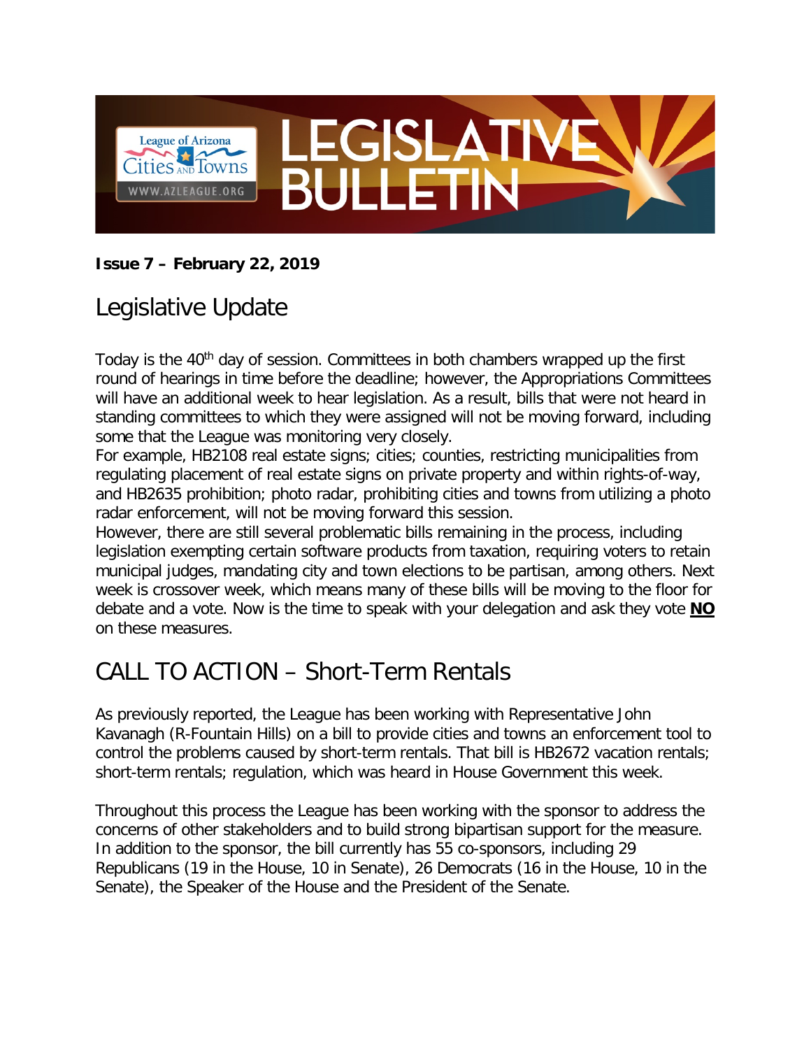# LEGISLATIVE BULLETIN

League of Arizona Cities and Towns
WWW.AZLEAGUE.ORG

**Issue 7 – February 22, 2019**

## Legislative Update

Today is the 40th day of session. Committees in both chambers wrapped up the first round of hearings in time before the deadline; however, the Appropriations Committees will have an additional week to hear legislation. As a result, bills that were not heard in standing committees to which they were assigned will not be moving forward, including some that the League was monitoring very closely.

For example, HB2108 real estate signs; cities; counties, restricting municipalities from regulating placement of real estate signs on private property and within rights-of-way, and HB2635 prohibition; photo radar, prohibiting cities and towns from utilizing a photo radar enforcement, will not be moving forward this session.

However, there are still several problematic bills remaining in the process, including legislation exempting certain software products from taxation, requiring voters to retain municipal judges, mandating city and town elections to be partisan, among others. Next week is crossover week, which means many of these bills will be moving to the floor for debate and a vote. Now is the time to speak with your delegation and ask they vote **NO** on these measures.

## CALL TO ACTION – Short-Term Rentals

As previously reported, the League has been working with Representative John Kavanagh (R-Fountain Hills) on a bill to provide cities and towns an enforcement tool to control the problems caused by short-term rentals. That bill is HB2672 vacation rentals; short-term rentals; regulation, which was heard in House Government this week.

Throughout this process the League has been working with the sponsor to address the concerns of other stakeholders and to build strong bipartisan support for the measure. In addition to the sponsor, the bill currently has 55 co-sponsors, including 29 Republicans (19 in the House, 10 in Senate), 26 Democrats (16 in the House, 10 in the Senate), the Speaker of the House and the President of the Senate.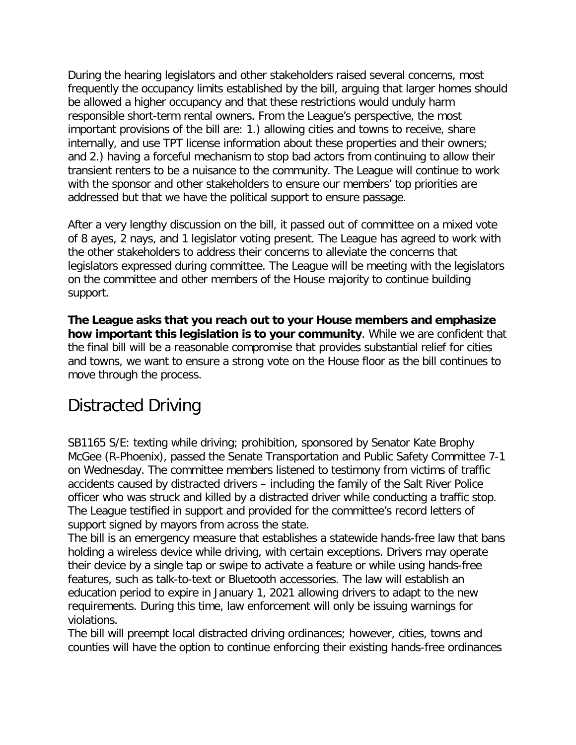During the hearing legislators and other stakeholders raised several concerns, most frequently the occupancy limits established by the bill, arguing that larger homes should be allowed a higher occupancy and that these restrictions would unduly harm responsible short-term rental owners. From the League's perspective, the most important provisions of the bill are: 1.) allowing cities and towns to receive, share internally, and use TPT license information about these properties and their owners; and 2.) having a forceful mechanism to stop bad actors from continuing to allow their transient renters to be a nuisance to the community. The League will continue to work with the sponsor and other stakeholders to ensure our members' top priorities are addressed but that we have the political support to ensure passage.

After a very lengthy discussion on the bill, it passed out of committee on a mixed vote of 8 ayes, 2 nays, and 1 legislator voting present. The League has agreed to work with the other stakeholders to address their concerns to alleviate the concerns that legislators expressed during committee. The League will be meeting with the legislators on the committee and other members of the House majority to continue building support.

**The League asks that you reach out to your House members and emphasize how important this legislation is to your community**. While we are confident that the final bill will be a reasonable compromise that provides substantial relief for cities and towns, we want to ensure a strong vote on the House floor as the bill continues to move through the process.

## Distracted Driving

SB1165 S/E: texting while driving; prohibition, sponsored by Senator Kate Brophy McGee (R-Phoenix), passed the Senate Transportation and Public Safety Committee 7-1 on Wednesday. The committee members listened to testimony from victims of traffic accidents caused by distracted drivers – including the family of the Salt River Police officer who was struck and killed by a distracted driver while conducting a traffic stop. The League testified in support and provided for the committee's record letters of support signed by mayors from across the state.

The bill is an emergency measure that establishes a statewide hands-free law that bans holding a wireless device while driving, with certain exceptions. Drivers may operate their device by a single tap or swipe to activate a feature or while using hands-free features, such as talk-to-text or Bluetooth accessories. The law will establish an education period to expire in January 1, 2021 allowing drivers to adapt to the new requirements. During this time, law enforcement will only be issuing warnings for violations.

The bill will preempt local distracted driving ordinances; however, cities, towns and counties will have the option to continue enforcing their existing hands-free ordinances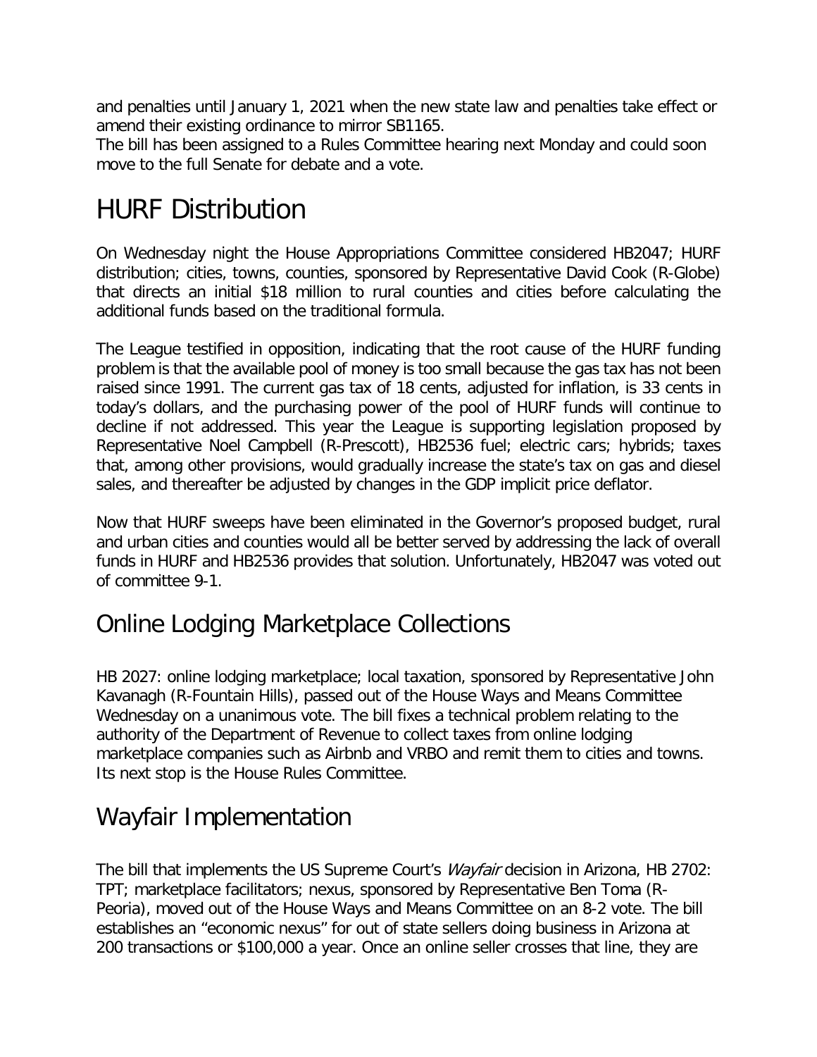and penalties until January 1, 2021 when the new state law and penalties take effect or amend their existing ordinance to mirror SB1165.
The bill has been assigned to a Rules Committee hearing next Monday and could soon move to the full Senate for debate and a vote.

# HURF Distribution

On Wednesday night the House Appropriations Committee considered HB2047; HURF distribution; cities, towns, counties, sponsored by Representative David Cook (R-Globe) that directs an initial $18 million to rural counties and cities before calculating the additional funds based on the traditional formula.

The League testified in opposition, indicating that the root cause of the HURF funding problem is that the available pool of money is too small because the gas tax has not been raised since 1991. The current gas tax of 18 cents, adjusted for inflation, is 33 cents in today's dollars, and the purchasing power of the pool of HURF funds will continue to decline if not addressed. This year the League is supporting legislation proposed by Representative Noel Campbell (R-Prescott), HB2536 fuel; electric cars; hybrids; taxes that, among other provisions, would gradually increase the state's tax on gas and diesel sales, and thereafter be adjusted by changes in the GDP implicit price deflator.

Now that HURF sweeps have been eliminated in the Governor's proposed budget, rural and urban cities and counties would all be better served by addressing the lack of overall funds in HURF and HB2536 provides that solution. Unfortunately, HB2047 was voted out of committee 9-1.

## Online Lodging Marketplace Collections

HB 2027: online lodging marketplace; local taxation, sponsored by Representative John Kavanagh (R-Fountain Hills), passed out of the House Ways and Means Committee Wednesday on a unanimous vote. The bill fixes a technical problem relating to the authority of the Department of Revenue to collect taxes from online lodging marketplace companies such as Airbnb and VRBO and remit them to cities and towns. Its next stop is the House Rules Committee.

## Wayfair Implementation

The bill that implements the US Supreme Court's *Wayfair* decision in Arizona, HB 2702: TPT; marketplace facilitators; nexus, sponsored by Representative Ben Toma (R-Peoria), moved out of the House Ways and Means Committee on an 8-2 vote. The bill establishes an "economic nexus" for out of state sellers doing business in Arizona at 200 transactions or $100,000 a year. Once an online seller crosses that line, they are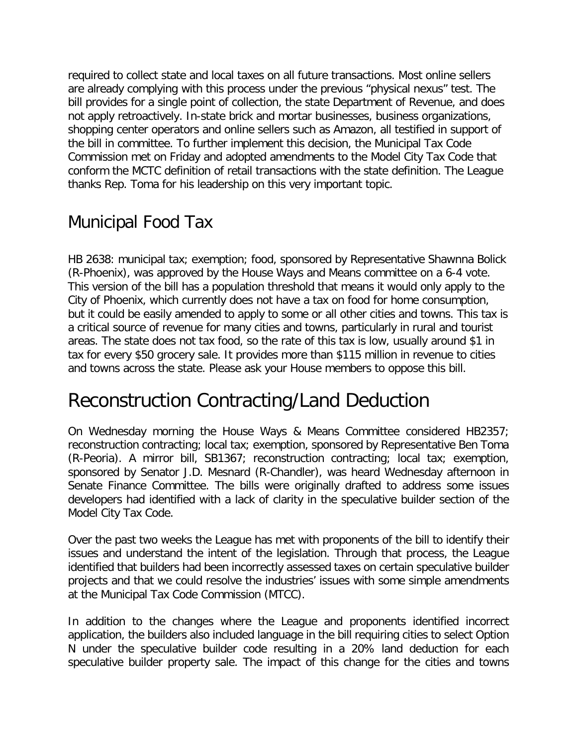required to collect state and local taxes on all future transactions. Most online sellers are already complying with this process under the previous "physical nexus" test. The bill provides for a single point of collection, the state Department of Revenue, and does not apply retroactively. In-state brick and mortar businesses, business organizations, shopping center operators and online sellers such as Amazon, all testified in support of the bill in committee. To further implement this decision, the Municipal Tax Code Commission met on Friday and adopted amendments to the Model City Tax Code that conform the MCTC definition of retail transactions with the state definition. The League thanks Rep. Toma for his leadership on this very important topic.

## Municipal Food Tax

HB 2638: municipal tax; exemption; food, sponsored by Representative Shawnna Bolick (R-Phoenix), was approved by the House Ways and Means committee on a 6-4 vote. This version of the bill has a population threshold that means it would only apply to the City of Phoenix, which currently does not have a tax on food for home consumption, but it could be easily amended to apply to some or all other cities and towns. This tax is a critical source of revenue for many cities and towns, particularly in rural and tourist areas. The state does not tax food, so the rate of this tax is low, usually around $1 in tax for every $50 grocery sale. It provides more than $115 million in revenue to cities and towns across the state. Please ask your House members to oppose this bill.

# Reconstruction Contracting/Land Deduction

On Wednesday morning the House Ways & Means Committee considered HB2357; reconstruction contracting; local tax; exemption, sponsored by Representative Ben Toma (R-Peoria). A mirror bill, SB1367; reconstruction contracting; local tax; exemption, sponsored by Senator J.D. Mesnard (R-Chandler), was heard Wednesday afternoon in Senate Finance Committee. The bills were originally drafted to address some issues developers had identified with a lack of clarity in the speculative builder section of the Model City Tax Code.

Over the past two weeks the League has met with proponents of the bill to identify their issues and understand the intent of the legislation. Through that process, the League identified that builders had been incorrectly assessed taxes on certain speculative builder projects and that we could resolve the industries' issues with some simple amendments at the Municipal Tax Code Commission (MTCC).

In addition to the changes where the League and proponents identified incorrect application, the builders also included language in the bill requiring cities to select Option N under the speculative builder code resulting in a 20% land deduction for each speculative builder property sale. The impact of this change for the cities and towns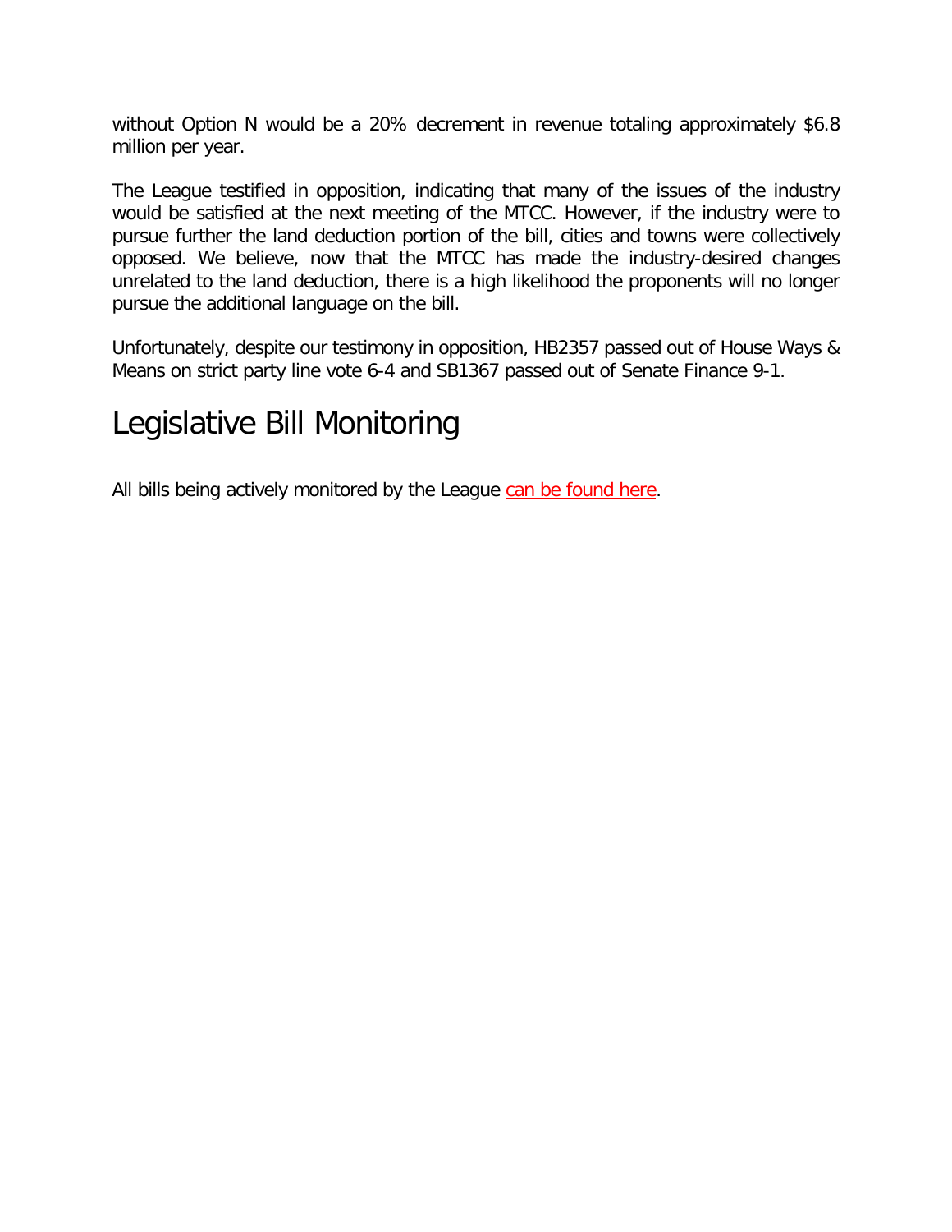without Option N would be a 20% decrement in revenue totaling approximately $6.8 million per year.

The League testified in opposition, indicating that many of the issues of the industry would be satisfied at the next meeting of the MTCC. However, if the industry were to pursue further the land deduction portion of the bill, cities and towns were collectively opposed. We believe, now that the MTCC has made the industry-desired changes unrelated to the land deduction, there is a high likelihood the proponents will no longer pursue the additional language on the bill.

Unfortunately, despite our testimony in opposition, HB2357 passed out of House Ways & Means on strict party line vote 6-4 and SB1367 passed out of Senate Finance 9-1.

# Legislative Bill Monitoring

All bills being actively monitored by the League can be found here.